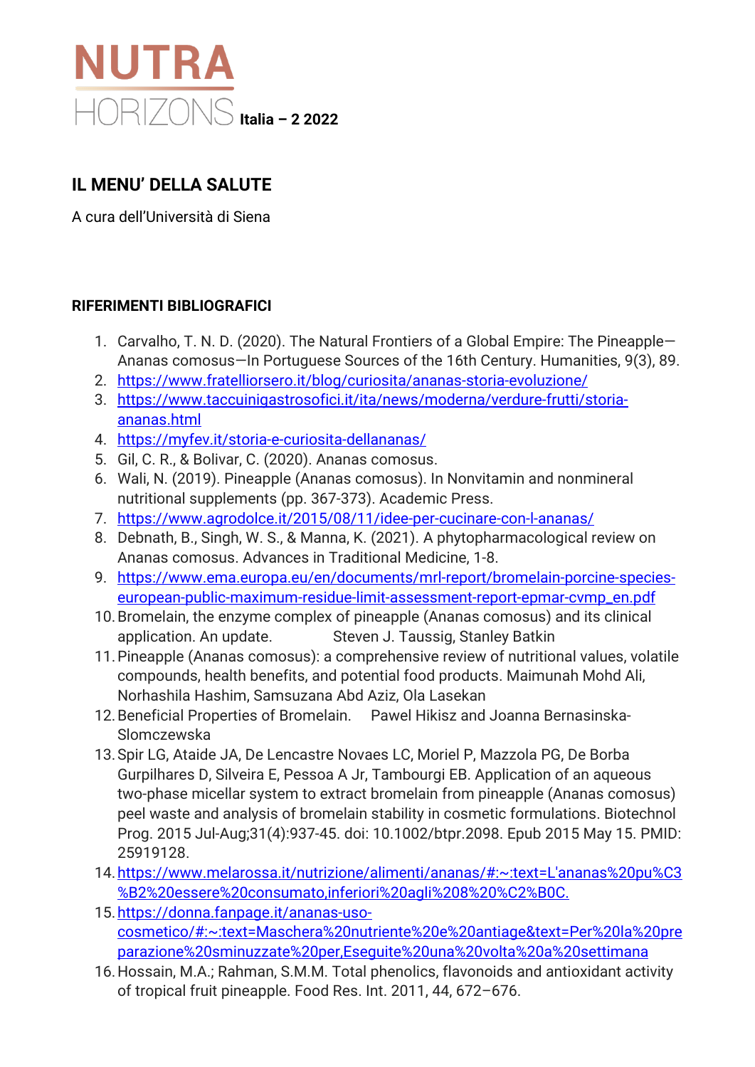# NUTRA HORIZONS Italia – 2 2022

## IL MENU' DELLA SALUTE

A cura dell'Università di Siena

**RIFERIMENTI BIBLIOGRAFICI**

1. Carvalho, T. N. D. (2020). The Natural Frontiers of a Global Empire: The Pineapple—Ananas comosus—In Portuguese Sources of the 16th Century. Humanities, 9(3), 89.
2. https://www.fratelliorsero.it/blog/curiosita/ananas-storia-evoluzione/
3. https://www.taccuinigastrosofici.it/ita/news/moderna/verdure-frutti/storia-ananas.html
4. https://myfev.it/storia-e-curiosita-dellananas/
5. Gil, C. R., & Bolivar, C. (2020). Ananas comosus.
6. Wali, N. (2019). Pineapple (Ananas comosus). In Nonvitamin and nonmineral nutritional supplements (pp. 367-373). Academic Press.
7. https://www.agrodolce.it/2015/08/11/idee-per-cucinare-con-l-ananas/
8. Debnath, B., Singh, W. S., & Manna, K. (2021). A phytopharmacological review on Ananas comosus. Advances in Traditional Medicine, 1-8.
9. https://www.ema.europa.eu/en/documents/mrl-report/bromelain-porcine-species-european-public-maximum-residue-limit-assessment-report-epmar-cvmp_en.pdf
10. Bromelain, the enzyme complex of pineapple (Ananas comosus) and its clinical application. An update. Steven J. Taussig, Stanley Batkin
11. Pineapple (Ananas comosus): a comprehensive review of nutritional values, volatile compounds, health benefits, and potential food products. Maimunah Mohd Ali, Norhashila Hashim, Samsuzana Abd Aziz, Ola Lasekan
12. Beneficial Properties of Bromelain. Pawel Hikisz and Joanna Bernasinska-Slomczewska
13. Spir LG, Ataide JA, De Lencastre Novaes LC, Moriel P, Mazzola PG, De Borba Gurpilhares D, Silveira E, Pessoa A Jr, Tambourgi EB. Application of an aqueous two-phase micellar system to extract bromelain from pineapple (Ananas comosus) peel waste and analysis of bromelain stability in cosmetic formulations. Biotechnol Prog. 2015 Jul-Aug;31(4):937-45. doi: 10.1002/btpr.2098. Epub 2015 May 15. PMID: 25919128.
14. https://www.melarossa.it/nutrizione/alimenti/ananas/#:~:text=L'ananas%20pu%C3%B2%20essere%20consumato,inferiori%20agli%208%20%C2%B0C.
15. https://donna.fanpage.it/ananas-uso-cosmetico/#:~:text=Maschera%20nutriente%20e%20antiage&text=Per%20la%20preparazione%20sminuzzate%20per,Eseguite%20una%20volta%20a%20settimana
16. Hossain, M.A.; Rahman, S.M.M. Total phenolics, flavonoids and antioxidant activity of tropical fruit pineapple. Food Res. Int. 2011, 44, 672–676.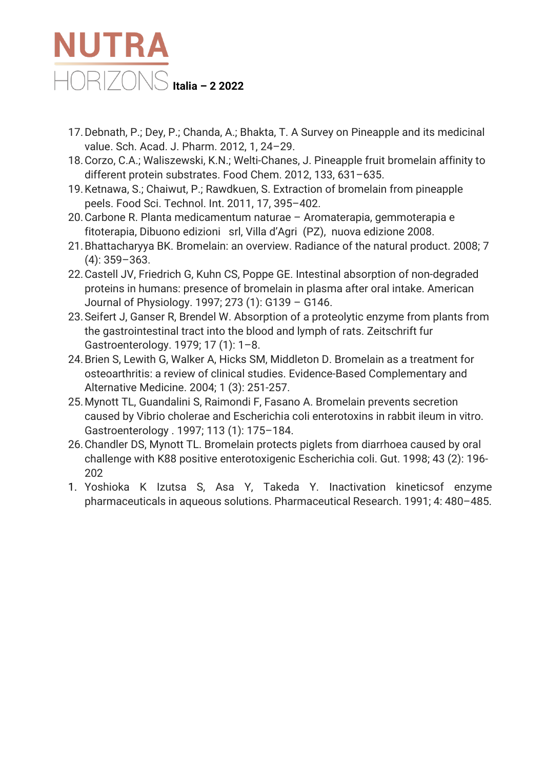17. Debnath, P.; Dey, P.; Chanda, A.; Bhakta, T. A Survey on Pineapple and its medicinal value. Sch. Acad. J. Pharm. 2012, 1, 24–29.
18. Corzo, C.A.; Waliszewski, K.N.; Welti-Chanes, J. Pineapple fruit bromelain affinity to different protein substrates. Food Chem. 2012, 133, 631–635.
19. Ketnawa, S.; Chaiwut, P.; Rawdkuen, S. Extraction of bromelain from pineapple peels. Food Sci. Technol. Int. 2011, 17, 395–402.
20. Carbone R. Planta medicamentum naturae – Aromaterapia, gemmoterapia e fitoterapia, Dibuono edizioni srl, Villa d'Agri (PZ), nuova edizione 2008.
21. Bhattacharyya BK. Bromelain: an overview. Radiance of the natural product. 2008; 7 (4): 359–363.
22. Castell JV, Friedrich G, Kuhn CS, Poppe GE. Intestinal absorption of non-degraded proteins in humans: presence of bromelain in plasma after oral intake. American Journal of Physiology. 1997; 273 (1): G139 – G146.
23. Seifert J, Ganser R, Brendel W. Absorption of a proteolytic enzyme from plants from the gastrointestinal tract into the blood and lymph of rats. Zeitschrift fur Gastroenterology. 1979; 17 (1): 1–8.
24. Brien S, Lewith G, Walker A, Hicks SM, Middleton D. Bromelain as a treatment for osteoarthritis: a review of clinical studies. Evidence-Based Complementary and Alternative Medicine. 2004; 1 (3): 251-257.
25. Mynott TL, Guandalini S, Raimondi F, Fasano A. Bromelain prevents secretion caused by Vibrio cholerae and Escherichia coli enterotoxins in rabbit ileum in vitro. Gastroenterology . 1997; 113 (1): 175–184.
26. Chandler DS, Mynott TL. Bromelain protects piglets from diarrhoea caused by oral challenge with K88 positive enterotoxigenic Escherichia coli. Gut. 1998; 43 (2): 196-202

1. Yoshioka K Izutsa S, Asa Y, Takeda Y. Inactivation kineticsof enzyme pharmaceuticals in aqueous solutions. Pharmaceutical Research. 1991; 4: 480–485.